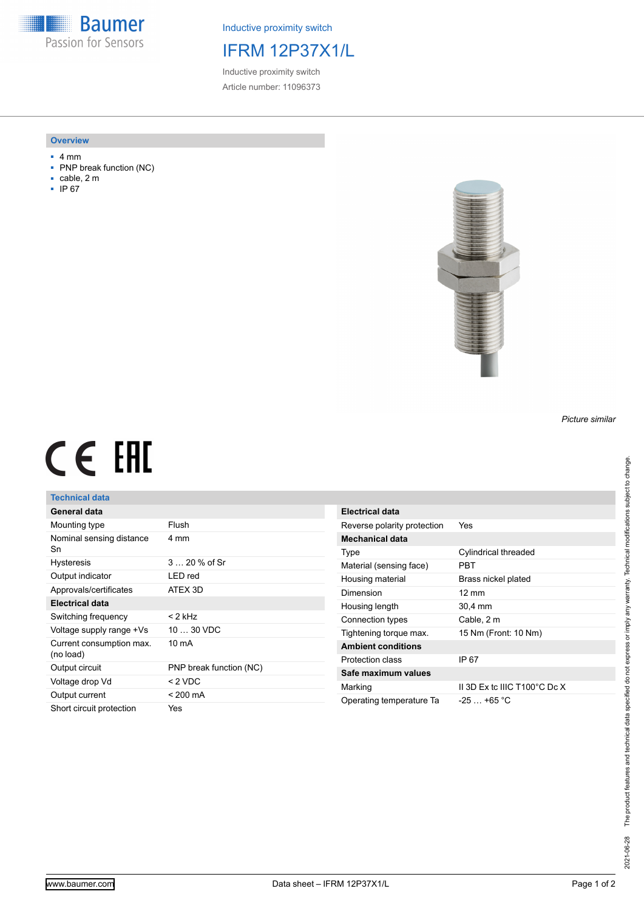Baumer
Passion for Sensors

Inductive proximity switch

# IFRM 12P37X1/L

Inductive proximity switch

Article number: 11096373

## Overview

- 4 mm
- PNP break function (NC)
- cable, 2 m
- IP 67

*Picture similar*

## Technical data

| General data | |
|---|---|
| Mounting type | Flush |
| Nominal sensing distance Sn | 4 mm |
| Hysteresis | 3 … 20 % of Sr |
| Output indicator | LED red |
| Approvals/certificates | ATEX 3D |
| **Electrical data** | |
| Switching frequency | < 2 kHz |
| Voltage supply range +Vs | 10 … 30 VDC |
| Current consumption max. (no load) | 10 mA |
| Output circuit | PNP break function (NC) |
| Voltage drop Vd | < 2 VDC |
| Output current | < 200 mA |
| Short circuit protection | Yes |

| Electrical data | |
|---|---|
| Reverse polarity protection | Yes |
| **Mechanical data** | |
| Type | Cylindrical threaded |
| Material (sensing face) | PBT |
| Housing material | Brass nickel plated |
| Dimension | 12 mm |
| Housing length | 30,4 mm |
| Connection types | Cable, 2 m |
| Tightening torque max. | 15 Nm (Front: 10 Nm) |
| **Ambient conditions** | |
| Protection class | IP 67 |
| **Safe maximum values** | |
| Marking | II 3D Ex tc IIIC T100°C Dc X |
| Operating temperature Ta | -25 … +65 °C |

2021-06-28 The product features and technical data specified do not express or imply any warranty. Technical modifications subject to change.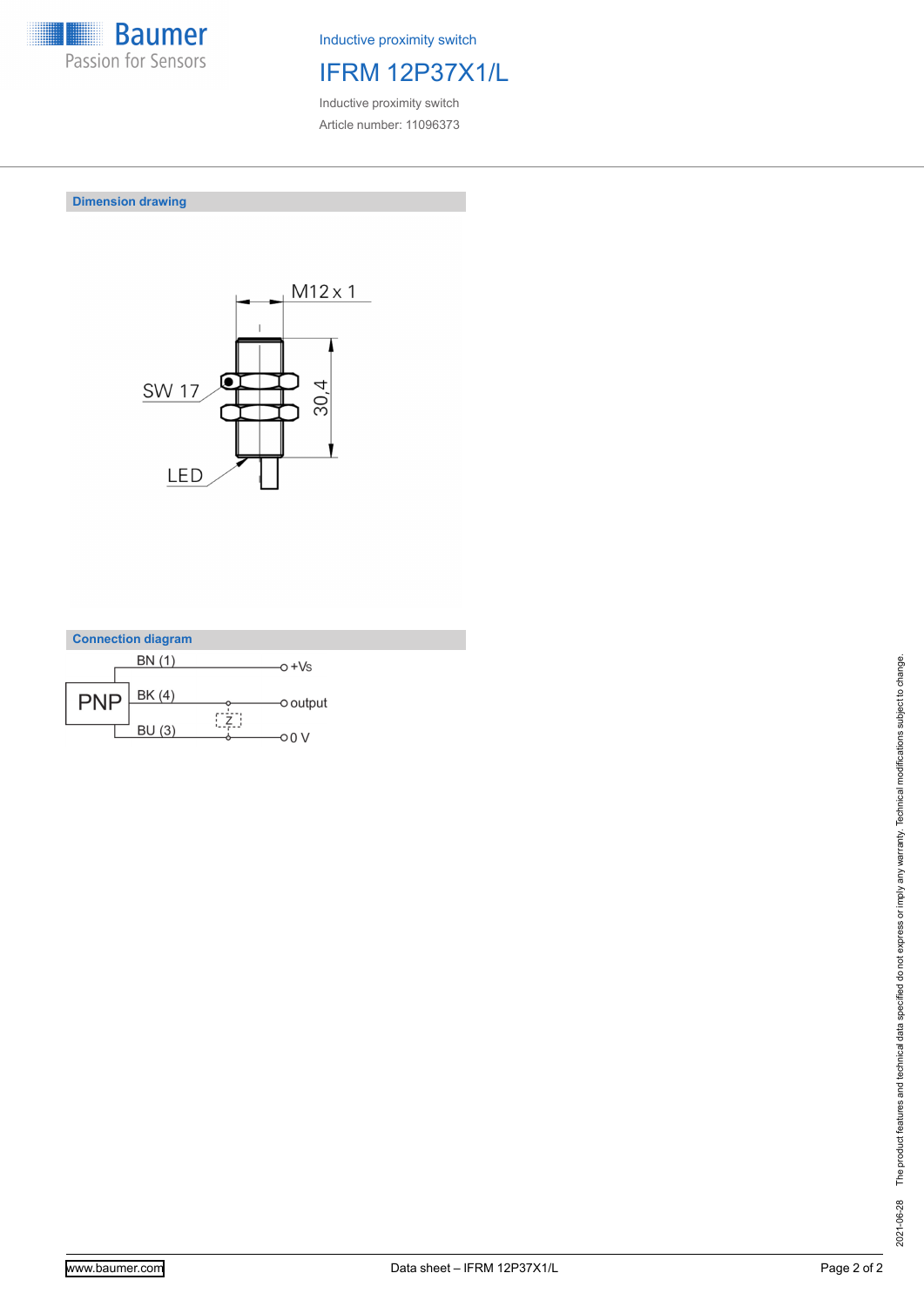Inductive proximity switch

# IFRM 12P37X1/L

Inductive proximity switch

Article number: 11096373

## Dimension drawing

M12 x 1

SW 17

30,4

LED

## Connection diagram

PNP

BN (1) +Vs

BK (4) output

Z

BU (3) 0 V

2021-06-28 The product features and technical data specified do not express or imply any warranty. Technical modifications subject to change.

www.baumer.com

Data sheet – IFRM 12P37X1/L